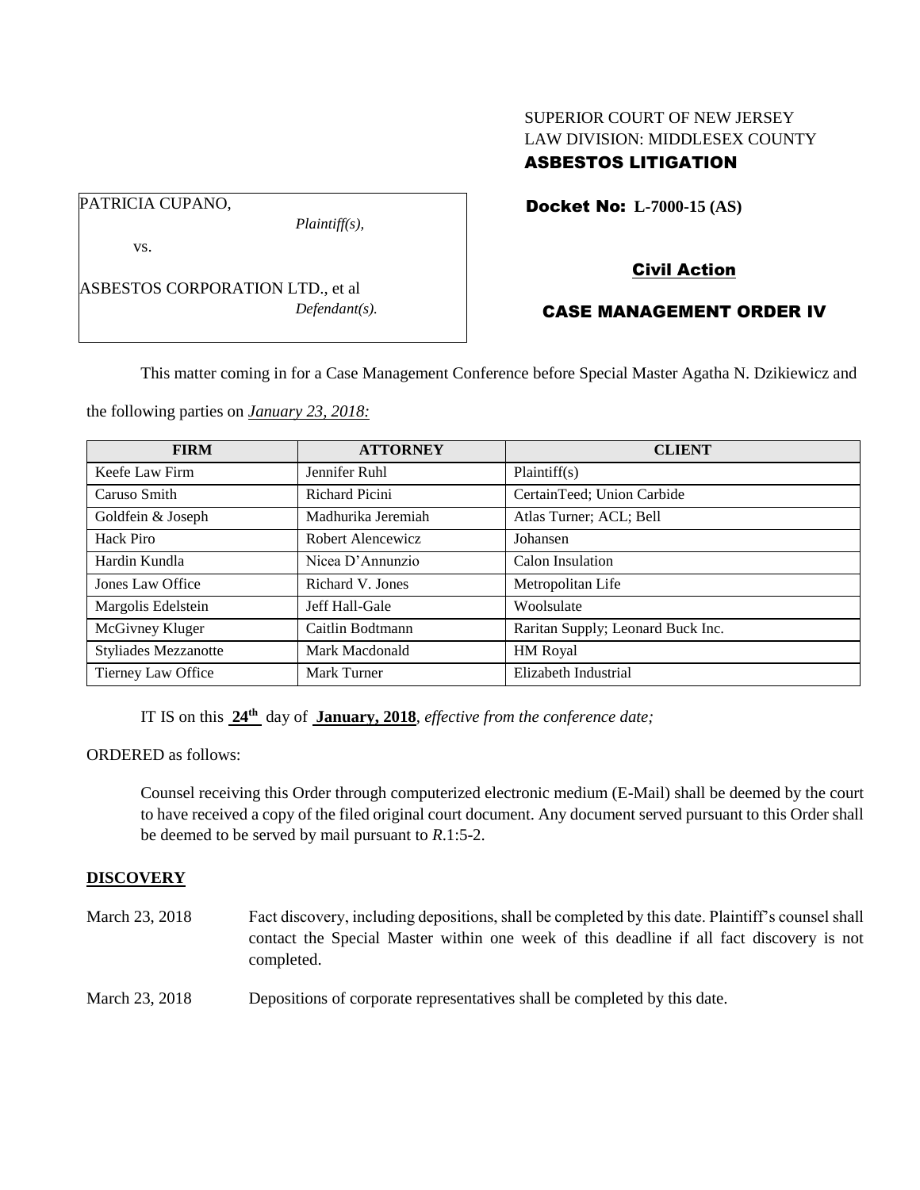SUPERIOR COURT OF NEW JERSEY
LAW DIVISION: MIDDLESEX COUNTY
**ASBESTOS LITIGATION**

PATRICIA CUPANO,
*Plaintiff(s),*

vs.

ASBESTOS CORPORATION LTD., et al
*Defendant(s).*

**Docket No: L-7000-15 (AS)**

**Civil Action**

**CASE MANAGEMENT ORDER IV**

This matter coming in for a Case Management Conference before Special Master Agatha N. Dzikiewicz and the following parties on *January 23, 2018:*

| FIRM | ATTORNEY | CLIENT |
|---|---|---|
| Keefe Law Firm | Jennifer Ruhl | Plaintiff(s) |
| Caruso Smith | Richard Picini | CertainTeed; Union Carbide |
| Goldfein & Joseph | Madhurika Jeremiah | Atlas Turner; ACL; Bell |
| Hack Piro | Robert Alencewicz | Johansen |
| Hardin Kundla | Nicea D'Annunzio | Calon Insulation |
| Jones Law Office | Richard V. Jones | Metropolitan Life |
| Margolis Edelstein | Jeff Hall-Gale | Woolsulate |
| McGivney Kluger | Caitlin Bodtmann | Raritan Supply; Leonard Buck Inc. |
| Styliades Mezzanotte | Mark Macdonald | HM Royal |
| Tierney Law Office | Mark Turner | Elizabeth Industrial |

IT IS on this **24th** day of **January, 2018**, *effective from the conference date;*

ORDERED as follows:

Counsel receiving this Order through computerized electronic medium (E-Mail) shall be deemed by the court to have received a copy of the filed original court document. Any document served pursuant to this Order shall be deemed to be served by mail pursuant to *R*.1:5-2.

**DISCOVERY**

March 23, 2018 — Fact discovery, including depositions, shall be completed by this date. Plaintiff's counsel shall contact the Special Master within one week of this deadline if all fact discovery is not completed.

March 23, 2018 — Depositions of corporate representatives shall be completed by this date.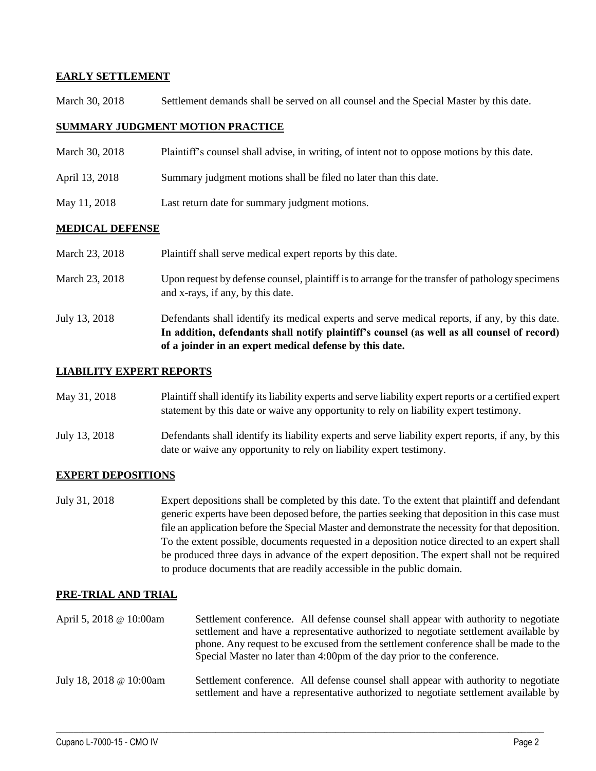**EARLY SETTLEMENT**

March 30, 2018 Settlement demands shall be served on all counsel and the Special Master by this date.

**SUMMARY JUDGMENT MOTION PRACTICE**

March 30, 2018 Plaintiff's counsel shall advise, in writing, of intent not to oppose motions by this date.

April 13, 2018 Summary judgment motions shall be filed no later than this date.

May 11, 2018 Last return date for summary judgment motions.

**MEDICAL DEFENSE**

March 23, 2018 Plaintiff shall serve medical expert reports by this date.

March 23, 2018 Upon request by defense counsel, plaintiff is to arrange for the transfer of pathology specimens and x-rays, if any, by this date.

July 13, 2018 Defendants shall identify its medical experts and serve medical reports, if any, by this date. **In addition, defendants shall notify plaintiff's counsel (as well as all counsel of record) of a joinder in an expert medical defense by this date.**

**LIABILITY EXPERT REPORTS**

May 31, 2018 Plaintiff shall identify its liability experts and serve liability expert reports or a certified expert statement by this date or waive any opportunity to rely on liability expert testimony.

July 13, 2018 Defendants shall identify its liability experts and serve liability expert reports, if any, by this date or waive any opportunity to rely on liability expert testimony.

**EXPERT DEPOSITIONS**

July 31, 2018 Expert depositions shall be completed by this date. To the extent that plaintiff and defendant generic experts have been deposed before, the parties seeking that deposition in this case must file an application before the Special Master and demonstrate the necessity for that deposition. To the extent possible, documents requested in a deposition notice directed to an expert shall be produced three days in advance of the expert deposition. The expert shall not be required to produce documents that are readily accessible in the public domain.

**PRE-TRIAL AND TRIAL**

April 5, 2018 @ 10:00am Settlement conference. All defense counsel shall appear with authority to negotiate settlement and have a representative authorized to negotiate settlement available by phone. Any request to be excused from the settlement conference shall be made to the Special Master no later than 4:00pm of the day prior to the conference.

July 18, 2018 @ 10:00am Settlement conference. All defense counsel shall appear with authority to negotiate settlement and have a representative authorized to negotiate settlement available by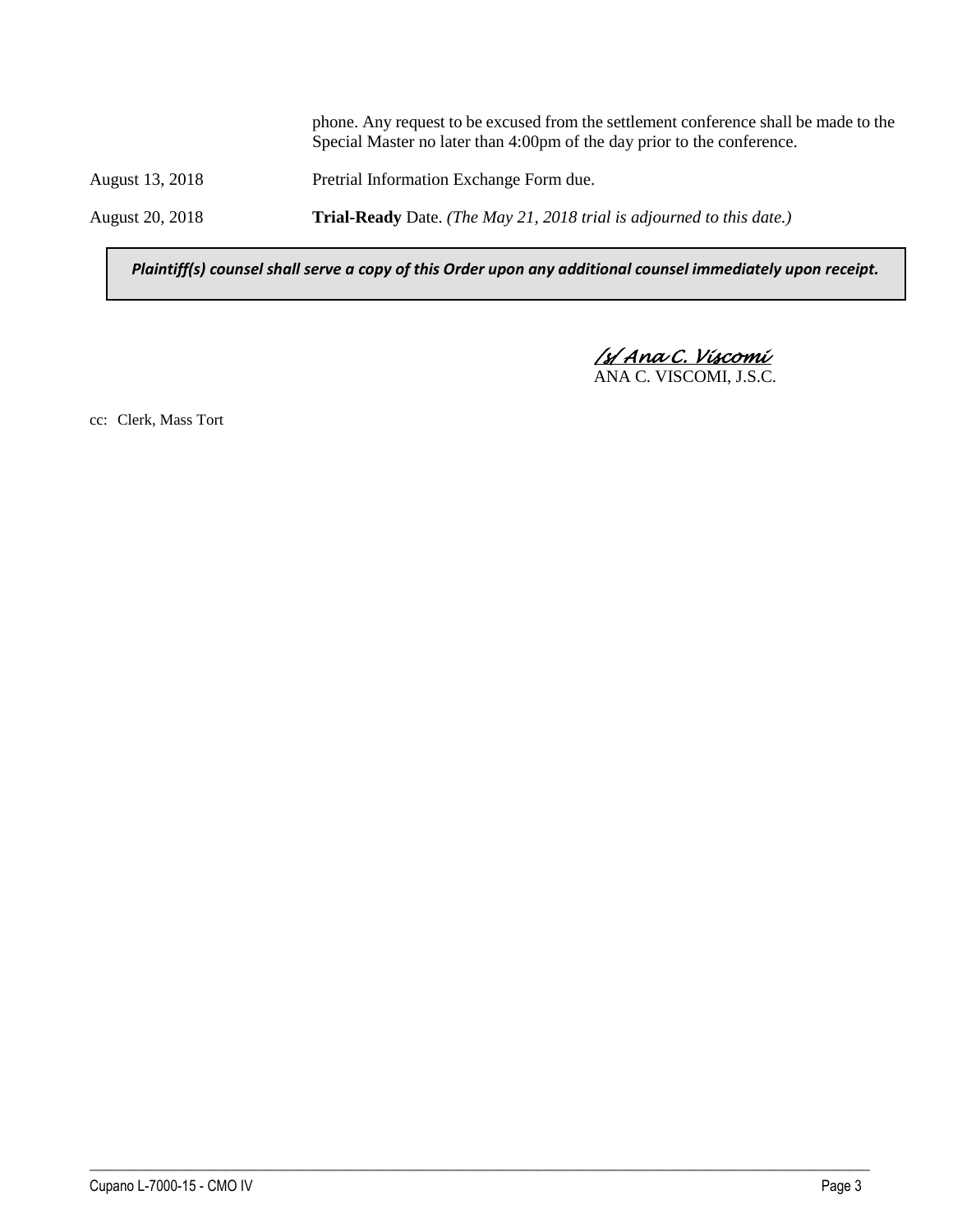| | |
|---|---|
| | phone. Any request to be excused from the settlement conference shall be made to the Special Master no later than 4:00pm of the day prior to the conference. |
| August 13, 2018 | Pretrial Information Exchange Form due. |
| August 20, 2018 | **Trial-Ready** Date. *(The May 21, 2018 trial is adjourned to this date.)* |

***Plaintiff(s) counsel shall serve a copy of this Order upon any additional counsel immediately upon receipt.***

/s/ Ana C. Viscomi
ANA C. VISCOMI, J.S.C.

cc: Clerk, Mass Tort